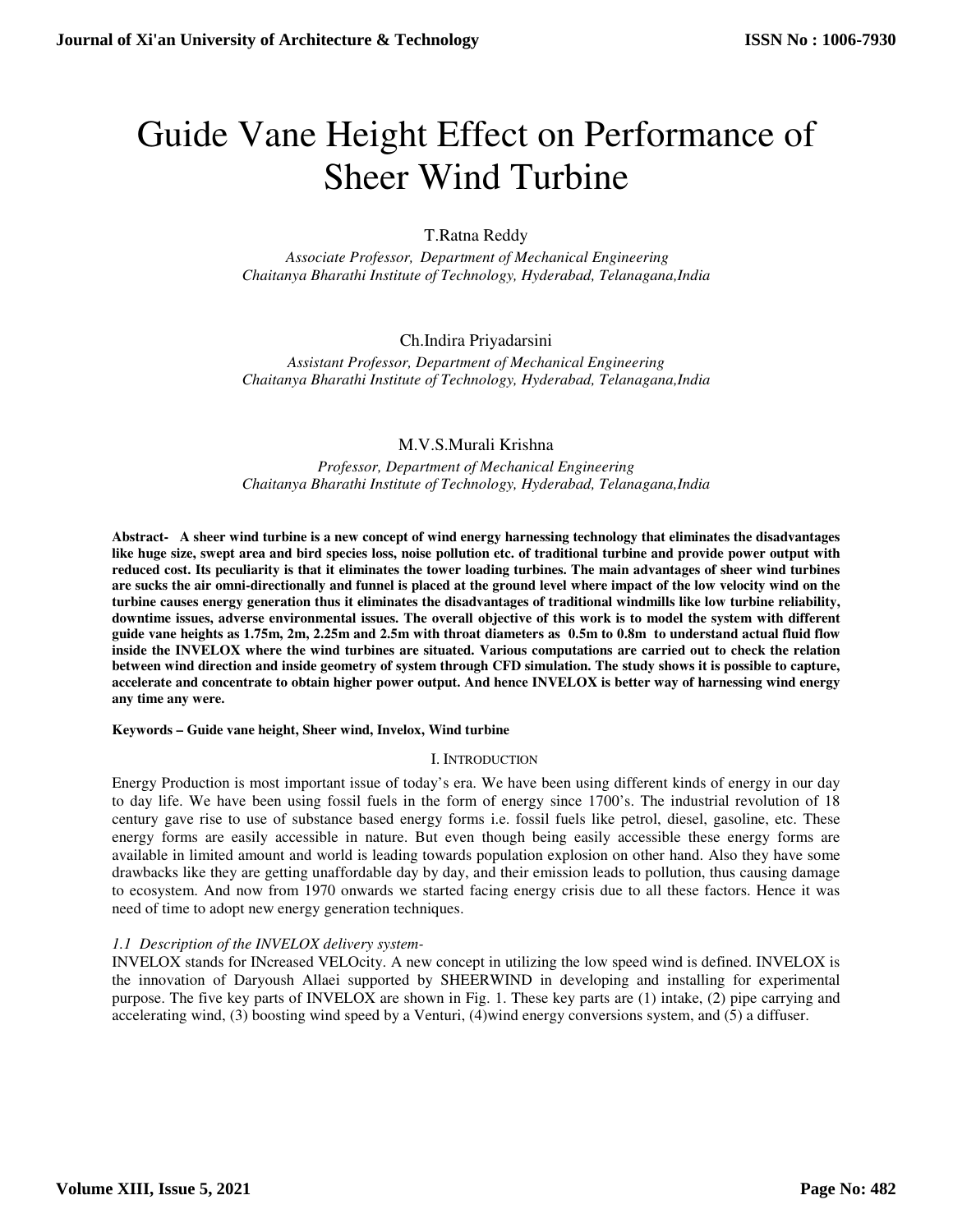# Guide Vane Height Effect on Performance of Sheer Wind Turbine

T.Ratna Reddy

*Associate Professor, Department of Mechanical Engineering*
*Chaitanya Bharathi Institute of Technology, Hyderabad, Telanagana,India*

Ch.Indira Priyadarsini

*Assistant Professor, Department of Mechanical Engineering*
*Chaitanya Bharathi Institute of Technology, Hyderabad, Telanagana,India*

M.V.S.Murali Krishna

*Professor, Department of Mechanical Engineering*
*Chaitanya Bharathi Institute of Technology, Hyderabad, Telanagana,India*

**Abstract- A sheer wind turbine is a new concept of wind energy harnessing technology that eliminates the disadvantages like huge size, swept area and bird species loss, noise pollution etc. of traditional turbine and provide power output with reduced cost. Its peculiarity is that it eliminates the tower loading turbines. The main advantages of sheer wind turbines are sucks the air omni-directionally and funnel is placed at the ground level where impact of the low velocity wind on the turbine causes energy generation thus it eliminates the disadvantages of traditional windmills like low turbine reliability, downtime issues, adverse environmental issues. The overall objective of this work is to model the system with different guide vane heights as 1.75m, 2m, 2.25m and 2.5m with throat diameters as 0.5m to 0.8m to understand actual fluid flow inside the INVELOX where the wind turbines are situated. Various computations are carried out to check the relation between wind direction and inside geometry of system through CFD simulation. The study shows it is possible to capture, accelerate and concentrate to obtain higher power output. And hence INVELOX is better way of harnessing wind energy any time any were.**

**Keywords – Guide vane height, Sheer wind, Invelox, Wind turbine**

## I. Introduction

Energy Production is most important issue of today's era. We have been using different kinds of energy in our day to day life. We have been using fossil fuels in the form of energy since 1700's. The industrial revolution of 18 century gave rise to use of substance based energy forms i.e. fossil fuels like petrol, diesel, gasoline, etc. These energy forms are easily accessible in nature. But even though being easily accessible these energy forms are available in limited amount and world is leading towards population explosion on other hand. Also they have some drawbacks like they are getting unaffordable day by day, and their emission leads to pollution, thus causing damage to ecosystem. And now from 1970 onwards we started facing energy crisis due to all these factors. Hence it was need of time to adopt new energy generation techniques.

### *1.1 Description of the INVELOX delivery system-*

INVELOX stands for INcreased VELOcity. A new concept in utilizing the low speed wind is defined. INVELOX is the innovation of Daryoush Allaei supported by SHEERWIND in developing and installing for experimental purpose. The five key parts of INVELOX are shown in Fig. 1. These key parts are (1) intake, (2) pipe carrying and accelerating wind, (3) boosting wind speed by a Venturi, (4)wind energy conversions system, and (5) a diffuser.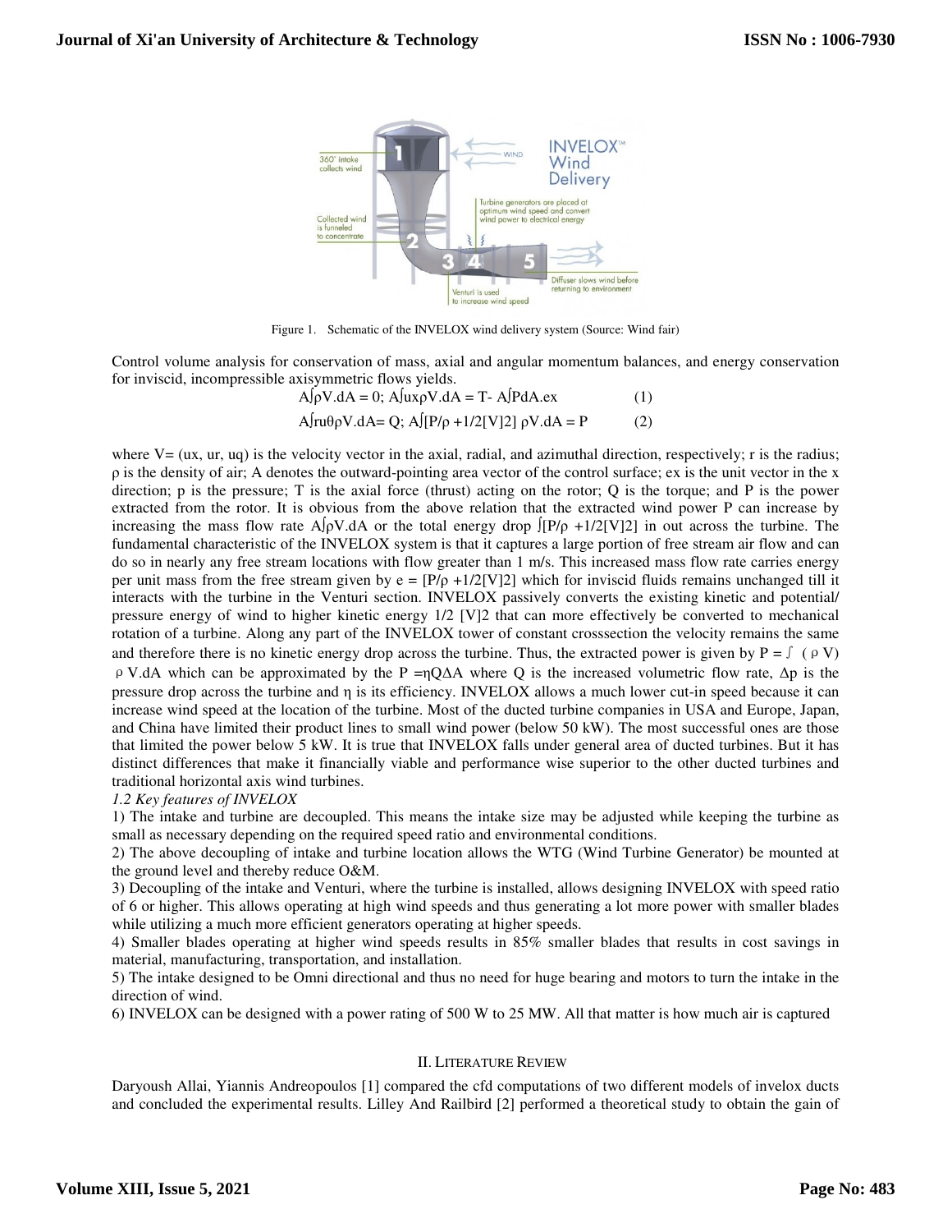Figure 1. Schematic of the INVELOX wind delivery system (Source: Wind fair)

Control volume analysis for conservation of mass, axial and angular momentum balances, and energy conservation for inviscid, incompressible axisymmetric flows yields.

$$A\int \rho V.dA = 0; \; A\int u_x \rho V.dA = T - A\int P dA.e_x \quad (1)$$

$$A\int r u_\theta \rho V.dA = Q; \; A\int [P/\rho + 1/2[V]^2] \rho V.dA = P \quad (2)$$

where V= (ux, ur, uq) is the velocity vector in the axial, radial, and azimuthal direction, respectively; r is the radius; ρ is the density of air; A denotes the outward-pointing area vector of the control surface; ex is the unit vector in the x direction; p is the pressure; T is the axial force (thrust) acting on the rotor; Q is the torque; and P is the power extracted from the rotor. It is obvious from the above relation that the extracted wind power P can increase by increasing the mass flow rate $A\int \rho V.dA$ or the total energy drop $\int [P/\rho + 1/2[V]^2]$ in out across the turbine. The fundamental characteristic of the INVELOX system is that it captures a large portion of free stream air flow and can do so in nearly any free stream locations with flow greater than 1 m/s. This increased mass flow rate carries energy per unit mass from the free stream given by $e = [P/\rho + 1/2[V]^2]$ which for inviscid fluids remains unchanged till it interacts with the turbine in the Venturi section. INVELOX passively converts the existing kinetic and potential/ pressure energy of wind to higher kinetic energy $1/2\,[V]^2$ that can more effectively be converted to mechanical rotation of a turbine. Along any part of the INVELOX tower of constant crosssection the velocity remains the same and therefore there is no kinetic energy drop across the turbine. Thus, the extracted power is given by $P = \int (\rho V)\, \rho V.dA$ which can be approximated by the $P = \eta Q \Delta A$ where Q is the increased volumetric flow rate, Δp is the pressure drop across the turbine and η is its efficiency. INVELOX allows a much lower cut-in speed because it can increase wind speed at the location of the turbine. Most of the ducted turbine companies in USA and Europe, Japan, and China have limited their product lines to small wind power (below 50 kW). The most successful ones are those that limited the power below 5 kW. It is true that INVELOX falls under general area of ducted turbines. But it has distinct differences that make it financially viable and performance wise superior to the other ducted turbines and traditional horizontal axis wind turbines.

*1.2 Key features of INVELOX*

1) The intake and turbine are decoupled. This means the intake size may be adjusted while keeping the turbine as small as necessary depending on the required speed ratio and environmental conditions.

2) The above decoupling of intake and turbine location allows the WTG (Wind Turbine Generator) be mounted at the ground level and thereby reduce O&M.

3) Decoupling of the intake and Venturi, where the turbine is installed, allows designing INVELOX with speed ratio of 6 or higher. This allows operating at high wind speeds and thus generating a lot more power with smaller blades while utilizing a much more efficient generators operating at higher speeds.

4) Smaller blades operating at higher wind speeds results in 85% smaller blades that results in cost savings in material, manufacturing, transportation, and installation.

5) The intake designed to be Omni directional and thus no need for huge bearing and motors to turn the intake in the direction of wind.

6) INVELOX can be designed with a power rating of 500 W to 25 MW. All that matter is how much air is captured

## II. LITERATURE REVIEW

Daryoush Allai, Yiannis Andreopoulos [1] compared the cfd computations of two different models of invelox ducts and concluded the experimental results. Lilley And Railbird [2] performed a theoretical study to obtain the gain of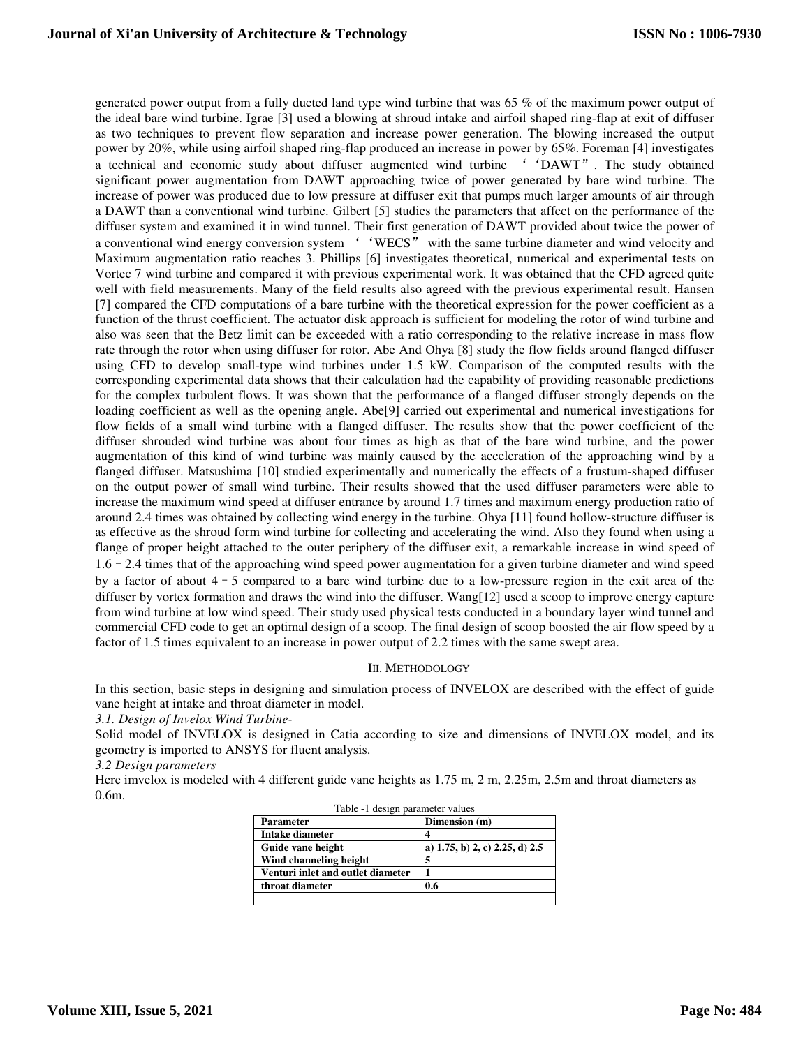generated power output from a fully ducted land type wind turbine that was 65 % of the maximum power output of the ideal bare wind turbine. Igrae [3] used a blowing at shroud intake and airfoil shaped ring-flap at exit of diffuser as two techniques to prevent flow separation and increase power generation. The blowing increased the output power by 20%, while using airfoil shaped ring-flap produced an increase in power by 65%. Foreman [4] investigates a technical and economic study about diffuser augmented wind turbine ''DAWT". The study obtained significant power augmentation from DAWT approaching twice of power generated by bare wind turbine. The increase of power was produced due to low pressure at diffuser exit that pumps much larger amounts of air through a DAWT than a conventional wind turbine. Gilbert [5] studies the parameters that affect on the performance of the diffuser system and examined it in wind tunnel. Their first generation of DAWT provided about twice the power of a conventional wind energy conversion system ''WECS" with the same turbine diameter and wind velocity and Maximum augmentation ratio reaches 3. Phillips [6] investigates theoretical, numerical and experimental tests on Vortec 7 wind turbine and compared it with previous experimental work. It was obtained that the CFD agreed quite well with field measurements. Many of the field results also agreed with the previous experimental result. Hansen [7] compared the CFD computations of a bare turbine with the theoretical expression for the power coefficient as a function of the thrust coefficient. The actuator disk approach is sufficient for modeling the rotor of wind turbine and also was seen that the Betz limit can be exceeded with a ratio corresponding to the relative increase in mass flow rate through the rotor when using diffuser for rotor. Abe And Ohya [8] study the flow fields around flanged diffuser using CFD to develop small-type wind turbines under 1.5 kW. Comparison of the computed results with the corresponding experimental data shows that their calculation had the capability of providing reasonable predictions for the complex turbulent flows. It was shown that the performance of a flanged diffuser strongly depends on the loading coefficient as well as the opening angle. Abe[9] carried out experimental and numerical investigations for flow fields of a small wind turbine with a flanged diffuser. The results show that the power coefficient of the diffuser shrouded wind turbine was about four times as high as that of the bare wind turbine, and the power augmentation of this kind of wind turbine was mainly caused by the acceleration of the approaching wind by a flanged diffuser. Matsushima [10] studied experimentally and numerically the effects of a frustum-shaped diffuser on the output power of small wind turbine. Their results showed that the used diffuser parameters were able to increase the maximum wind speed at diffuser entrance by around 1.7 times and maximum energy production ratio of around 2.4 times was obtained by collecting wind energy in the turbine. Ohya [11] found hollow-structure diffuser is as effective as the shroud form wind turbine for collecting and accelerating the wind. Also they found when using a flange of proper height attached to the outer periphery of the diffuser exit, a remarkable increase in wind speed of 1.6–2.4 times that of the approaching wind speed power augmentation for a given turbine diameter and wind speed by a factor of about 4–5 compared to a bare wind turbine due to a low-pressure region in the exit area of the diffuser by vortex formation and draws the wind into the diffuser. Wang[12] used a scoop to improve energy capture from wind turbine at low wind speed. Their study used physical tests conducted in a boundary layer wind tunnel and commercial CFD code to get an optimal design of a scoop. The final design of scoop boosted the air flow speed by a factor of 1.5 times equivalent to an increase in power output of 2.2 times with the same swept area.

## III. METHODOLOGY

In this section, basic steps in designing and simulation process of INVELOX are described with the effect of guide vane height at intake and throat diameter in model.

*3.1. Design of Invelox Wind Turbine-*

Solid model of INVELOX is designed in Catia according to size and dimensions of INVELOX model, and its geometry is imported to ANSYS for fluent analysis.

*3.2 Design parameters*

Here imvelox is modeled with 4 different guide vane heights as 1.75 m, 2 m, 2.25m, 2.5m and throat diameters as 0.6m.

Table -1 design parameter values

| Parameter | Dimension (m) |
|---|---|
| Intake diameter | 4 |
| Guide vane height | a) 1.75, b) 2, c) 2.25, d) 2.5 |
| Wind channeling height | 5 |
| Venturi inlet and outlet diameter | 1 |
| throat diameter | 0.6 |
| | |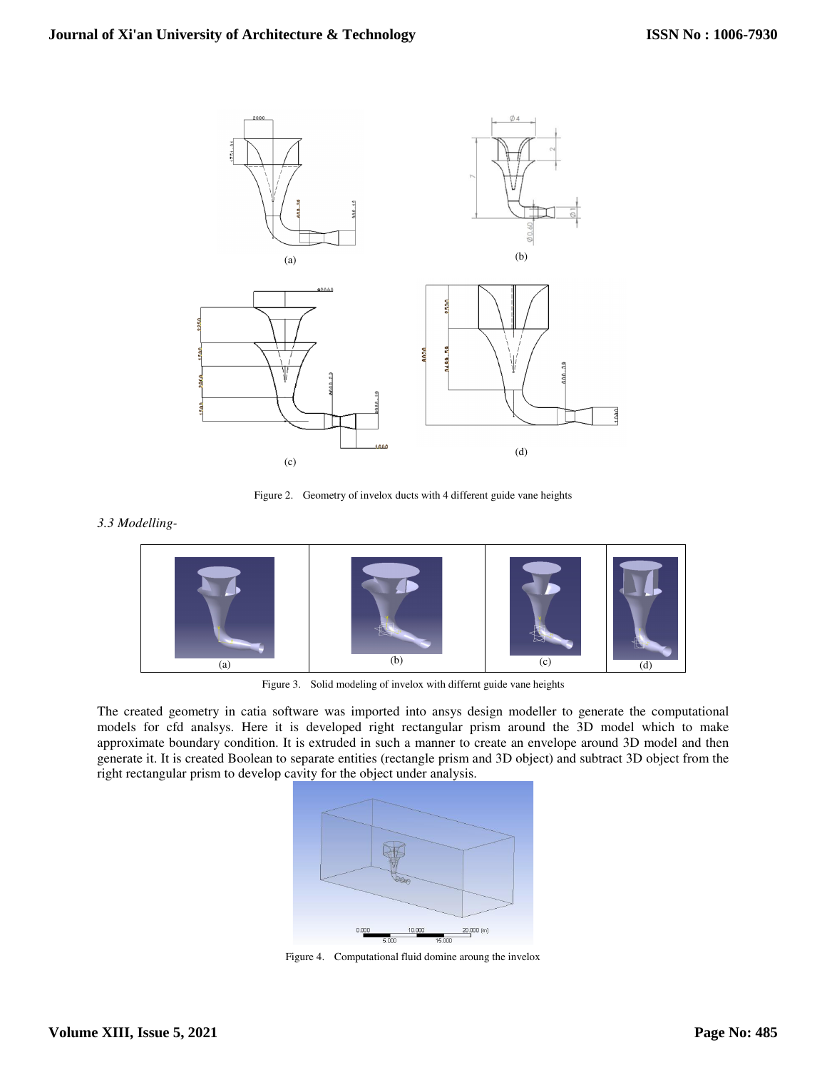Figure 2. Geometry of invelox ducts with 4 different guide vane heights

*3.3 Modelling-*

Figure 3. Solid modeling of invelox with differnt guide vane heights

The created geometry in catia software was imported into ansys design modeller to generate the computational models for cfd analsys. Here it is developed right rectangular prism around the 3D model which to make approximate boundary condition. It is extruded in such a manner to create an envelope around 3D model and then generate it. It is created Boolean to separate entities (rectangle prism and 3D object) and subtract 3D object from the right rectangular prism to develop cavity for the object under analysis.

Figure 4. Computational fluid domine aroung the invelox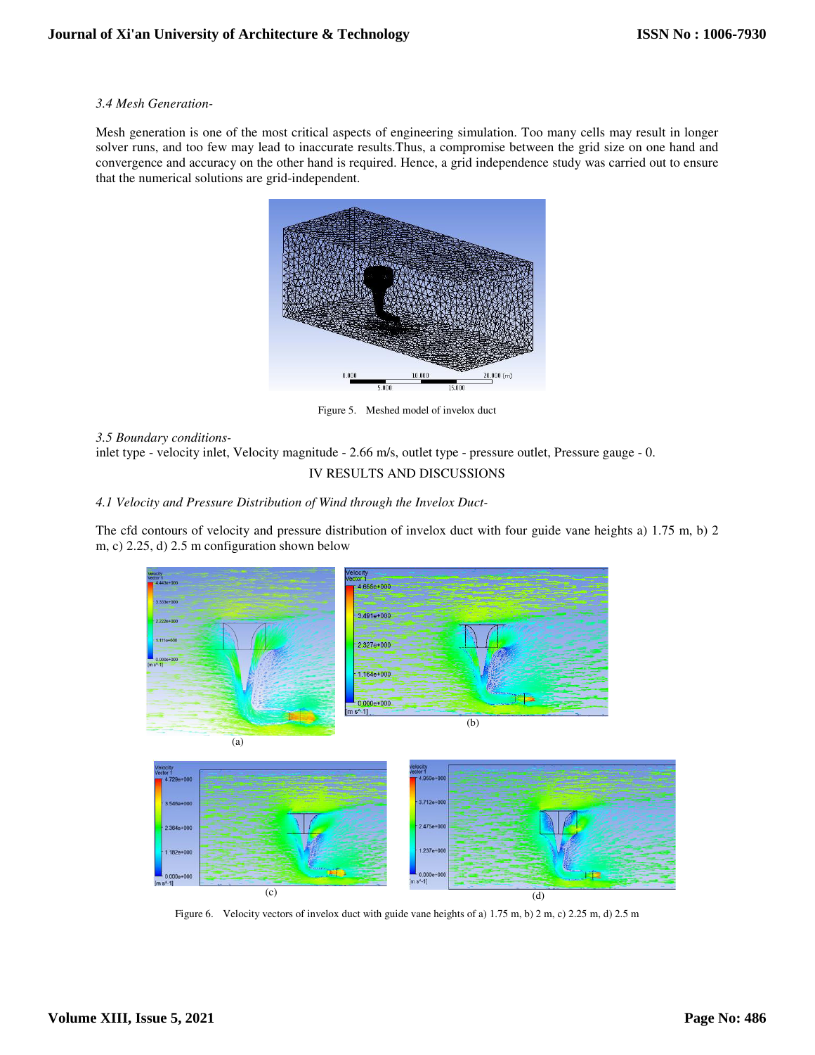*3.4 Mesh Generation-*

Mesh generation is one of the most critical aspects of engineering simulation. Too many cells may result in longer solver runs, and too few may lead to inaccurate results.Thus, a compromise between the grid size on one hand and convergence and accuracy on the other hand is required. Hence, a grid independence study was carried out to ensure that the numerical solutions are grid-independent.

Figure 5. Meshed model of invelox duct

*3.5 Boundary conditions-*

inlet type - velocity inlet, Velocity magnitude - 2.66 m/s, outlet type - pressure outlet, Pressure gauge - 0.

## IV RESULTS AND DISCUSSIONS

*4.1 Velocity and Pressure Distribution of Wind through the Invelox Duct-*

The cfd contours of velocity and pressure distribution of invelox duct with four guide vane heights a) 1.75 m, b) 2 m, c) 2.25, d) 2.5 m configuration shown below

Figure 6. Velocity vectors of invelox duct with guide vane heights of a) 1.75 m, b) 2 m, c) 2.25 m, d) 2.5 m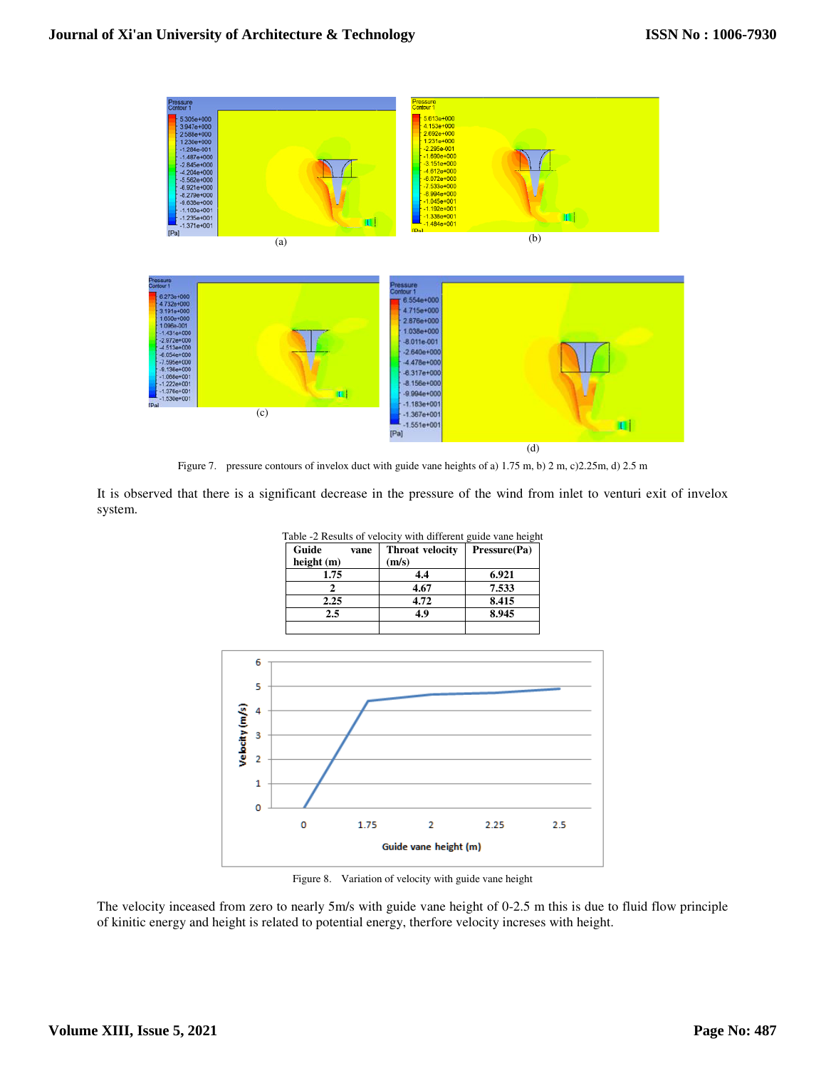Figure 7. pressure contours of invelox duct with guide vane heights of a) 1.75 m, b) 2 m, c)2.25m, d) 2.5 m

It is observed that there is a significant decrease in the pressure of the wind from inlet to venturi exit of invelox system.

Table -2 Results of velocity with different guide vane height

| Guide vane height (m) | Throat velocity (m/s) | Pressure(Pa) |
|---|---|---|
| 1.75 | 4.4 | 6.921 |
| 2 | 4.67 | 7.533 |
| 2.25 | 4.72 | 8.415 |
| 2.5 | 4.9 | 8.945 |
| | | |

Figure 8. Variation of velocity with guide vane height

The velocity inceased from zero to nearly 5m/s with guide vane height of 0-2.5 m this is due to fluid flow principle of kinitic energy and height is related to potential energy, therfore velocity increses with height.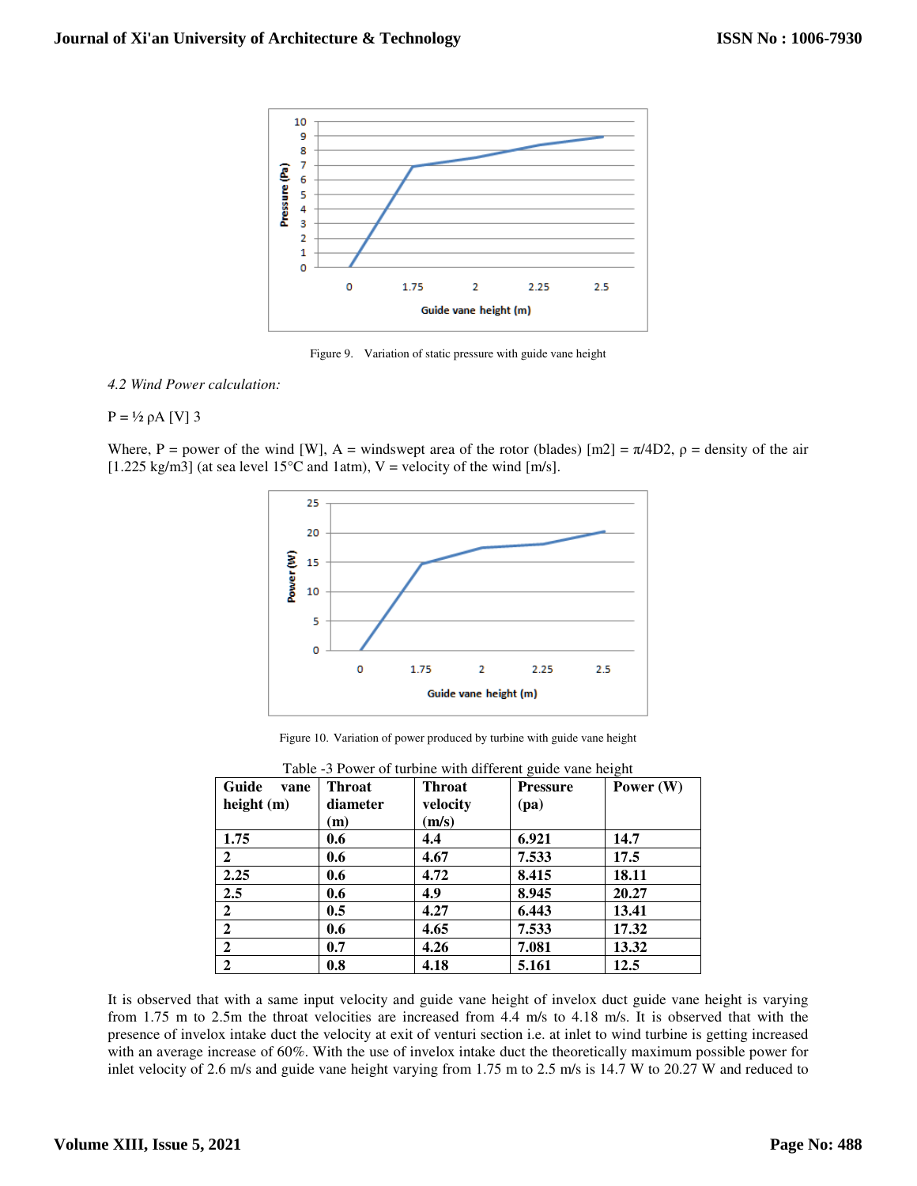Figure 9. Variation of static pressure with guide vane height

*4.2 Wind Power calculation:*

P = ½ ρA [V] 3

Where, P = power of the wind [W], A = windswept area of the rotor (blades) [m2] = π/4D2, ρ = density of the air [1.225 kg/m3] (at sea level 15°C and 1atm), V = velocity of the wind [m/s].

Figure 10. Variation of power produced by turbine with guide vane height

Table -3 Power of turbine with different guide vane height

| Guide vane height (m) | Throat diameter (m) | Throat velocity (m/s) | Pressure (pa) | Power (W) |
|---|---|---|---|---|
| 1.75 | 0.6 | 4.4 | 6.921 | 14.7 |
| 2 | 0.6 | 4.67 | 7.533 | 17.5 |
| 2.25 | 0.6 | 4.72 | 8.415 | 18.11 |
| 2.5 | 0.6 | 4.9 | 8.945 | 20.27 |
| 2 | 0.5 | 4.27 | 6.443 | 13.41 |
| 2 | 0.6 | 4.65 | 7.533 | 17.32 |
| 2 | 0.7 | 4.26 | 7.081 | 13.32 |
| 2 | 0.8 | 4.18 | 5.161 | 12.5 |

It is observed that with a same input velocity and guide vane height of invelox duct guide vane height is varying from 1.75 m to 2.5m the throat velocities are increased from 4.4 m/s to 4.18 m/s. It is observed that with the presence of invelox intake duct the velocity at exit of venturi section i.e. at inlet to wind turbine is getting increased with an average increase of 60%. With the use of invelox intake duct the theoretically maximum possible power for inlet velocity of 2.6 m/s and guide vane height varying from 1.75 m to 2.5 m/s is 14.7 W to 20.27 W and reduced to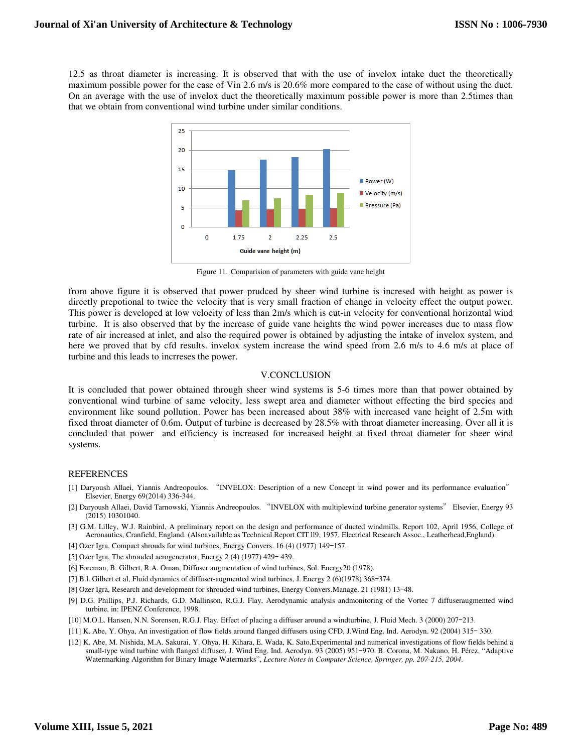12.5 as throat diameter is increasing. It is observed that with the use of invelox intake duct the theoretically maximum possible power for the case of Vin 2.6 m/s is 20.6% more compared to the case of without using the duct. On an average with the use of invelox duct the theoretically maximum possible power is more than 2.5times than that we obtain from conventional wind turbine under similar conditions.

25
20
15
10
5
0
0
1.75
2
2.25
2.5
Guide vane height (m)
Power (W)
Velocity (m/s)
Pressure (Pa)

Figure 11. Comparision of parameters with guide vane height

from above figure it is observed that power prudced by sheer wind turbine is incresed with height as power is directly prepotional to twice the velocity that is very small fraction of change in velocity effect the output power. This power is developed at low velocity of less than 2m/s which is cut-in velocity for conventional horizontal wind turbine. It is also observed that by the increase of guide vane heights the wind power increases due to mass flow rate of air increased at inlet, and also the required power is obtained by adjusting the intake of invelox system, and here we proved that by cfd results. invelox system increase the wind speed from 2.6 m/s to 4.6 m/s at place of turbine and this leads to incrreses the power.

## V.CONCLUSION

It is concluded that power obtained through sheer wind systems is 5-6 times more than that power obtained by conventional wind turbine of same velocity, less swept area and diameter without effecting the bird species and environment like sound pollution. Power has been increased about 38% with increased vane height of 2.5m with fixed throat diameter of 0.6m. Output of turbine is decreased by 28.5% with throat diameter increasing. Over all it is concluded that power and efficiency is increased for increased height at fixed throat diameter for sheer wind systems.

## REFERENCES

[1] Daryoush Allaei, Yiannis Andreopoulos. "INVELOX: Description of a new Concept in wind power and its performance evaluation" Elsevier, Energy 69(2014) 336-344.

[2] Daryoush Allaei, David Tarnowski, Yiannis Andreopoulos. "INVELOX with multiplewind turbine generator systems" Elsevier, Energy 93 (2015) 10301040.

[3] G.M. Lilley, W.J. Rainbird, A preliminary report on the design and performance of ducted windmills, Report 102, April 1956, College of Aeronautics, Cranfield, England. (Alsoavailable as Technical Report CIT ll9, 1957, Electrical Research Assoc., Leatherhead,England).

[4] Ozer Igra, Compact shrouds for wind turbines, Energy Convers. 16 (4) (1977) 149−157.

[5] Ozer Igra, The shrouded aerogenerator, Energy 2 (4) (1977) 429− 439.

[6] Foreman, B. Gilbert, R.A. Oman, Diffuser augmentation of wind turbines, Sol. Energy20 (1978).

[7] B.l. Gilbert et al, Fluid dynamics of diffuser-augmented wind turbines, J. Energy 2 (6)(1978) 368−374.

[8] Ozer Igra, Research and development for shrouded wind turbines, Energy Convers.Manage. 21 (1981) 13−48.

[9] D.G. Phillips, P.J. Richards, G.D. Mallinson, R.G.J. Flay, Aerodynamic analysis andmonitoring of the Vortec 7 diffuseraugmented wind turbine, in: IPENZ Conference, 1998.

[10] M.O.L. Hansen, N.N. Sorensen, R.G.J. Flay, Effect of placing a diffuser around a windturbine, J. Fluid Mech. 3 (2000) 207−213.

[11] K. Abe, Y. Ohya, An investigation of flow fields around flanged diffusers using CFD, J.Wind Eng. Ind. Aerodyn. 92 (2004) 315− 330.

[12] K. Abe, M. Nishida, M.A. Sakurai, Y. Ohya, H. Kihara, E. Wada, K. Sato,Experimental and numerical investigations of flow fields behind a small-type wind turbine with flanged diffuser, J. Wind Eng. Ind. Aerodyn. 93 (2005) 951−970. B. Corona, M. Nakano, H. Pérez, "Adaptive Watermarking Algorithm for Binary Image Watermarks", *Lecture Notes in Computer Science, Springer, pp. 207-215, 2004*.